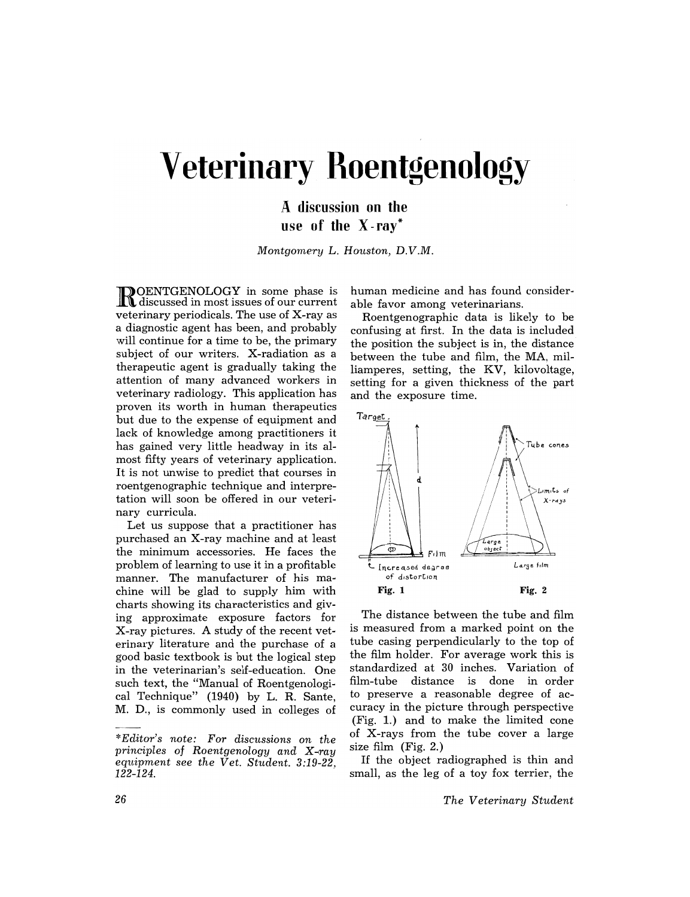# Veterinary Roentgenology

## A discussion on the use of the X-ray*

*Montgomery L. Houston, D.V.M.*

ROENTGENOLOGY in some phase is discussed in most issues of our current veterinary periodicals. The use of X-ray as a diagnostic agent has been, and probably will continue for a time to be, the primary subject of our writers. X-radiation as a therapeutic agent is gradually taking the attention of many advanced workers in veterinary radiology. This application has proven its worth in human therapeutics but due to the expense of equipment and lack of knowledge among practitioners it has gained very little headway in its almost fifty years of veterinary application. It is not unwise to predict that courses in roentgenographic technique and interpretation will soon be offered in our veterinary curricula.

Let us suppose that a practitioner has purchased an X-ray machine and at least the minimum accessories. He faces the problem of learning to use it in a profitable manner. The manufacturer of his machine will be glad to supply him with charts showing its characteristics and giving approximate exposure factors for X-ray pictures. A study of the recent veterinary literature and the purchase of a good basic textbook is but the logical step in the veterinarian's self-education. One such text, the "Manual of Roentgenological Technique" (1940) by L. R. Sante, M. D., is commonly used in colleges of human medicine and has found considerable favor among veterinarians.

Roentgenographic data is likely to be confusing at first. In the data is included the position the subject is in, the distance between the tube and film, the MA, milliamperes, setting, the KV, kilovoltage, setting for a given thickness of the part and the exposure time.

Target — d — Film — Increased degree of distortion

**Fig. 1**

Tube cones — Limits of X-rays — Large object — Large film

**Fig. 2**

The distance between the tube and film is measured from a marked point on the tube casing perpendicularly to the top of the film holder. For average work this is standardized at 30 inches. Variation of film-tube distance is done in order to preserve a reasonable degree of accuracy in the picture through perspective (Fig. 1.) and to make the limited cone of X-rays from the tube cover a large size film (Fig. 2.)

If the object radiographed is thin and small, as the leg of a toy fox terrier, the

---

**Editor's note:* *For discussions on the principles of Roentgenology and X-ray equipment see the Vet. Student. 3:19-22, 122-124.*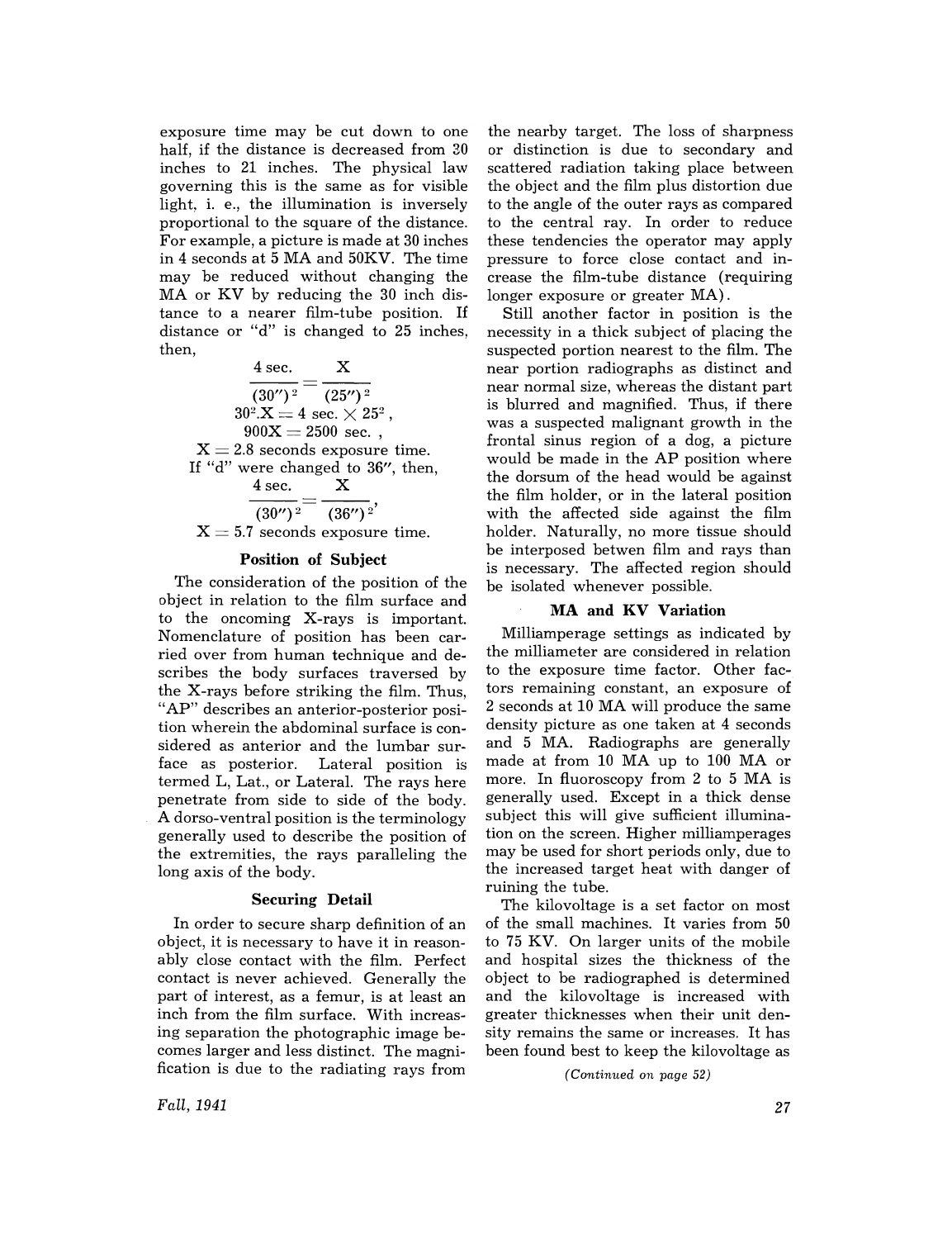exposure time may be cut down to one half, if the distance is decreased from 30 inches to 21 inches. The physical law governing this is the same as for visible light, i. e., the illumination is inversely proportional to the square of the distance. For example, a picture is made at 30 inches in 4 seconds at 5 MA and 50KV. The time may be reduced without changing the MA or KV by reducing the 30 inch distance to a nearer film-tube position. If distance or "d" is changed to 25 inches, then,

$$\frac{4 \text{ sec.}}{(30'')^2} = \frac{X}{(25'')^2}$$

$$30^2.X = 4 \text{ sec.} \times 25^2,$$

$$900X = 2500 \text{ sec.},$$

$$X = 2.8 \text{ seconds exposure time.}$$

If "d" were changed to 36", then,

$$\frac{4 \text{ sec.}}{(30'')^2} = \frac{X}{(36'')^2},$$

$$X = 5.7 \text{ seconds exposure time.}$$

### Position of Subject

The consideration of the position of the object in relation to the film surface and to the oncoming X-rays is important. Nomenclature of position has been carried over from human technique and describes the body surfaces traversed by the X-rays before striking the film. Thus, "AP" describes an anterior-posterior position wherein the abdominal surface is considered as anterior and the lumbar surface as posterior. Lateral position is termed L, Lat., or Lateral. The rays here penetrate from side to side of the body. A dorso-ventral position is the terminology generally used to describe the position of the extremities, the rays paralleling the long axis of the body.

### Securing Detail

In order to secure sharp definition of an object, it is necessary to have it in reasonably close contact with the film. Perfect contact is never achieved. Generally the part of interest, as a femur, is at least an inch from the film surface. With increasing separation the photographic image becomes larger and less distinct. The magnification is due to the radiating rays from the nearby target. The loss of sharpness or distinction is due to secondary and scattered radiation taking place between the object and the film plus distortion due to the angle of the outer rays as compared to the central ray. In order to reduce these tendencies the operator may apply pressure to force close contact and increase the film-tube distance (requiring longer exposure or greater MA).

Still another factor in position is the necessity in a thick subject of placing the suspected portion nearest to the film. The near portion radiographs as distinct and near normal size, whereas the distant part is blurred and magnified. Thus, if there was a suspected malignant growth in the frontal sinus region of a dog, a picture would be made in the AP position where the dorsum of the head would be against the film holder, or in the lateral position with the affected side against the film holder. Naturally, no more tissue should be interposed betwen film and rays than is necessary. The affected region should be isolated whenever possible.

### MA and KV Variation

Milliamperage settings as indicated by the milliameter are considered in relation to the exposure time factor. Other factors remaining constant, an exposure of 2 seconds at 10 MA will produce the same density picture as one taken at 4 seconds and 5 MA. Radiographs are generally made at from 10 MA up to 100 MA or more. In fluoroscopy from 2 to 5 MA is generally used. Except in a thick dense subject this will give sufficient illumination on the screen. Higher milliamperages may be used for short periods only, due to the increased target heat with danger of ruining the tube.

The kilovoltage is a set factor on most of the small machines. It varies from 50 to 75 KV. On larger units of the mobile and hospital sizes the thickness of the object to be radiographed is determined and the kilovoltage is increased with greater thicknesses when their unit density remains the same or increases. It has been found best to keep the kilovoltage as

*(Continued on page 52)*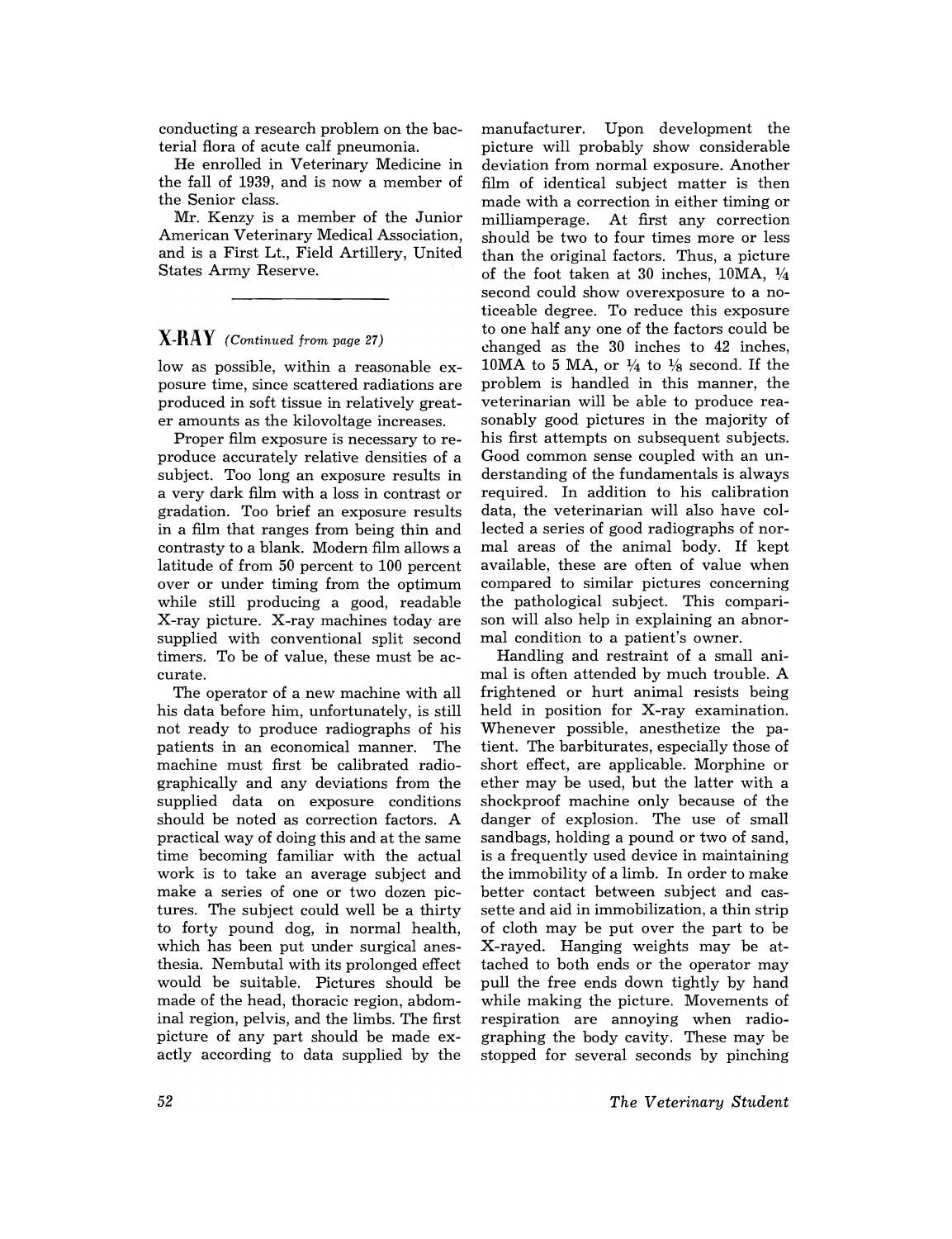conducting a research problem on the bacterial flora of acute calf pneumonia.

He enrolled in Veterinary Medicine in the fall of 1939, and is now a member of the Senior class.

Mr. Kenzy is a member of the Junior American Veterinary Medical Association, and is a First Lt., Field Artillery, United States Army Reserve.

---

## X-RAY *(Continued from page 27)*

low as possible, within a reasonable exposure time, since scattered radiations are produced in soft tissue in relatively greater amounts as the kilovoltage increases.

Proper film exposure is necessary to reproduce accurately relative densities of a subject. Too long an exposure results in a very dark film with a loss in contrast or gradation. Too brief an exposure results in a film that ranges from being thin and contrasty to a blank. Modern film allows a latitude of from 50 percent to 100 percent over or under timing from the optimum while still producing a good, readable X-ray picture. X-ray machines today are supplied with conventional split second timers. To be of value, these must be accurate.

The operator of a new machine with all his data before him, unfortunately, is still not ready to produce radiographs of his patients in an economical manner. The machine must first be calibrated radiographically and any deviations from the supplied data on exposure conditions should be noted as correction factors. A practical way of doing this and at the same time becoming familiar with the actual work is to take an average subject and make a series of one or two dozen pictures. The subject could well be a thirty to forty pound dog, in normal health, which has been put under surgical anesthesia. Nembutal with its prolonged effect would be suitable. Pictures should be made of the head, thoracic region, abdominal region, pelvis, and the limbs. The first picture of any part should be made exactly according to data supplied by the manufacturer. Upon development the picture will probably show considerable deviation from normal exposure. Another film of identical subject matter is then made with a correction in either timing or milliamperage. At first any correction should be two to four times more or less than the original factors. Thus, a picture of the foot taken at 30 inches, 10MA, 1/4 second could show overexposure to a noticeable degree. To reduce this exposure to one half any one of the factors could be changed as the 30 inches to 42 inches, 10MA to 5 MA, or 1/4 to 1/8 second. If the problem is handled in this manner, the veterinarian will be able to produce reasonably good pictures in the majority of his first attempts on subsequent subjects. Good common sense coupled with an understanding of the fundamentals is always required. In addition to his calibration data, the veterinarian will also have collected a series of good radiographs of normal areas of the animal body. If kept available, these are often of value when compared to similar pictures concerning the pathological subject. This comparison will also help in explaining an abnormal condition to a patient's owner.

Handling and restraint of a small animal is often attended by much trouble. A frightened or hurt animal resists being held in position for X-ray examination. Whenever possible, anesthetize the patient. The barbiturates, especially those of short effect, are applicable. Morphine or ether may be used, but the latter with a shockproof machine only because of the danger of explosion. The use of small sandbags, holding a pound or two of sand, is a frequently used device in maintaining the immobility of a limb. In order to make better contact between subject and cassette and aid in immobilization, a thin strip of cloth may be put over the part to be X-rayed. Hanging weights may be attached to both ends or the operator may pull the free ends down tightly by hand while making the picture. Movements of respiration are annoying when radiographing the body cavity. These may be stopped for several seconds by pinching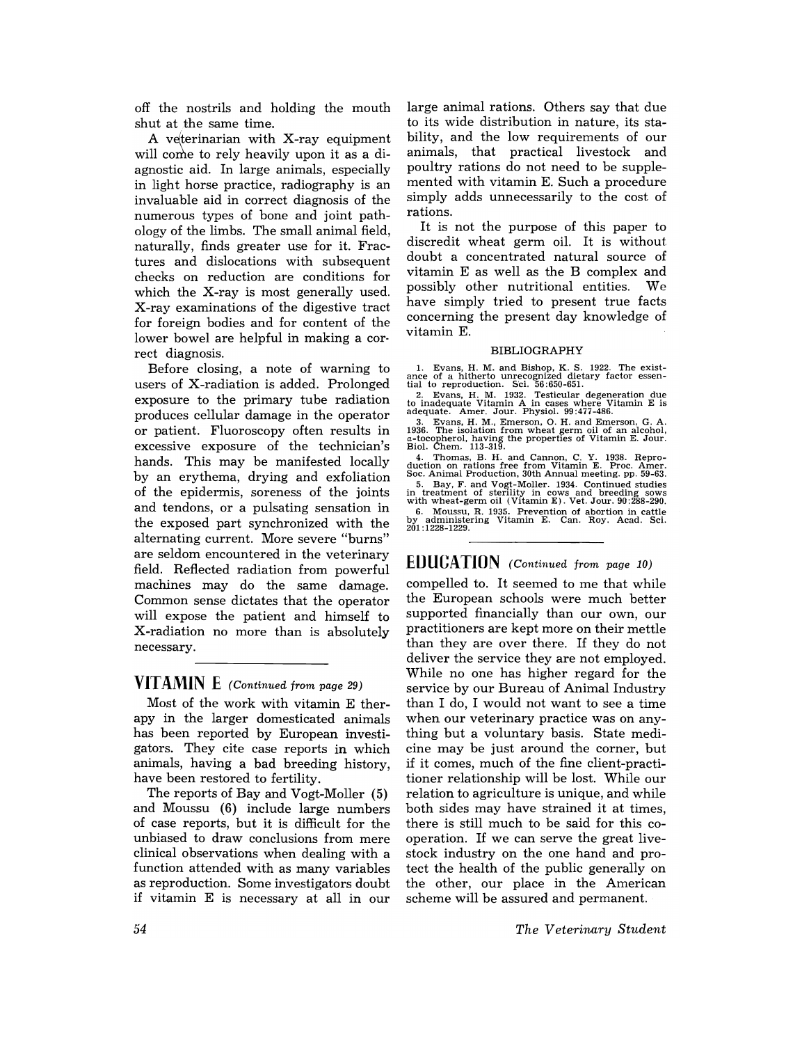off the nostrils and holding the mouth shut at the same time.

A veterinarian with X-ray equipment will come to rely heavily upon it as a diagnostic aid. In large animals, especially in light horse practice, radiography is an invaluable aid in correct diagnosis of the numerous types of bone and joint pathology of the limbs. The small animal field, naturally, finds greater use for it. Fractures and dislocations with subsequent checks on reduction are conditions for which the X-ray is most generally used. X-ray examinations of the digestive tract for foreign bodies and for content of the lower bowel are helpful in making a correct diagnosis.

Before closing, a note of warning to users of X-radiation is added. Prolonged exposure to the primary tube radiation produces cellular damage in the operator or patient. Fluoroscopy often results in excessive exposure of the technician's hands. This may be manifested locally by an erythema, drying and exfoliation of the epidermis, soreness of the joints and tendons, or a pulsating sensation in the exposed part synchronized with the alternating current. More severe "burns" are seldom encountered in the veterinary field. Reflected radiation from powerful machines may do the same damage. Common sense dictates that the operator will expose the patient and himself to X-radiation no more than is absolutely necessary.

## VITAMIN E *(Continued from page 29)*

Most of the work with vitamin E therapy in the larger domesticated animals has been reported by European investigators. They cite case reports in which animals, having a bad breeding history, have been restored to fertility.

The reports of Bay and Vogt-Moller (5) and Moussu (6) include large numbers of case reports, but it is difficult for the unbiased to draw conclusions from mere clinical observations when dealing with a function attended with as many variables as reproduction. Some investigators doubt if vitamin E is necessary at all in our large animal rations. Others say that due to its wide distribution in nature, its stability, and the low requirements of our animals, that practical livestock and poultry rations do not need to be supplemented with vitamin E. Such a procedure simply adds unnecessarily to the cost of rations.

It is not the purpose of this paper to discredit wheat germ oil. It is without doubt a concentrated natural source of vitamin E as well as the B complex and possibly other nutritional entities. We have simply tried to present true facts concerning the present day knowledge of vitamin E.

### BIBLIOGRAPHY

1. Evans, H. M. and Bishop, K. S. 1922. The existance of a hitherto unrecognized dietary factor essential to reproduction. Sci. 56:650-651.
2. Evans, H. M. 1932. Testicular degeneration due to inadequate Vitamin A in cases where Vitamin E is adequate. Amer. Jour. Physiol. 99:477-486.
3. Evans, H. M., Emerson, O. H. and Emerson, G. A. 1936. The isolation from wheat germ oil of an alcohol, α-tocopherol, having the properties of Vitamin E. Jour. Biol. Chem. 113-319.
4. Thomas, B. H. and Cannon, C. Y. 1938. Reproduction on rations free from Vitamin E. Proc. Amer. Soc. Animal Production, 30th Annual meeting. pp. 59-63.
5. Bay, F. and Vogt-Moller. 1934. Continued studies in treatment of sterility in cows and breeding sows with wheat-germ oil (Vitamin E). Vet. Jour. 90:288-290.
6. Moussu, R. 1935. Prevention of abortion in cattle by administering Vitamin E. Can. Roy. Acad. Sci. 201:1228-1229.

## EDUCATION *(Continued from page 10)*

compelled to. It seemed to me that while the European schools were much better supported financially than our own, our practitioners are kept more on their mettle than they are over there. If they do not deliver the service they are not employed. While no one has higher regard for the service by our Bureau of Animal Industry than I do, I would not want to see a time when our veterinary practice was on anything but a voluntary basis. State medicine may be just around the corner, but if it comes, much of the fine client-practitioner relationship will be lost. While our relation to agriculture is unique, and while both sides may have strained it at times, there is still much to be said for this cooperation. If we can serve the great livestock industry on the one hand and protect the health of the public generally on the other, our place in the American scheme will be assured and permanent.